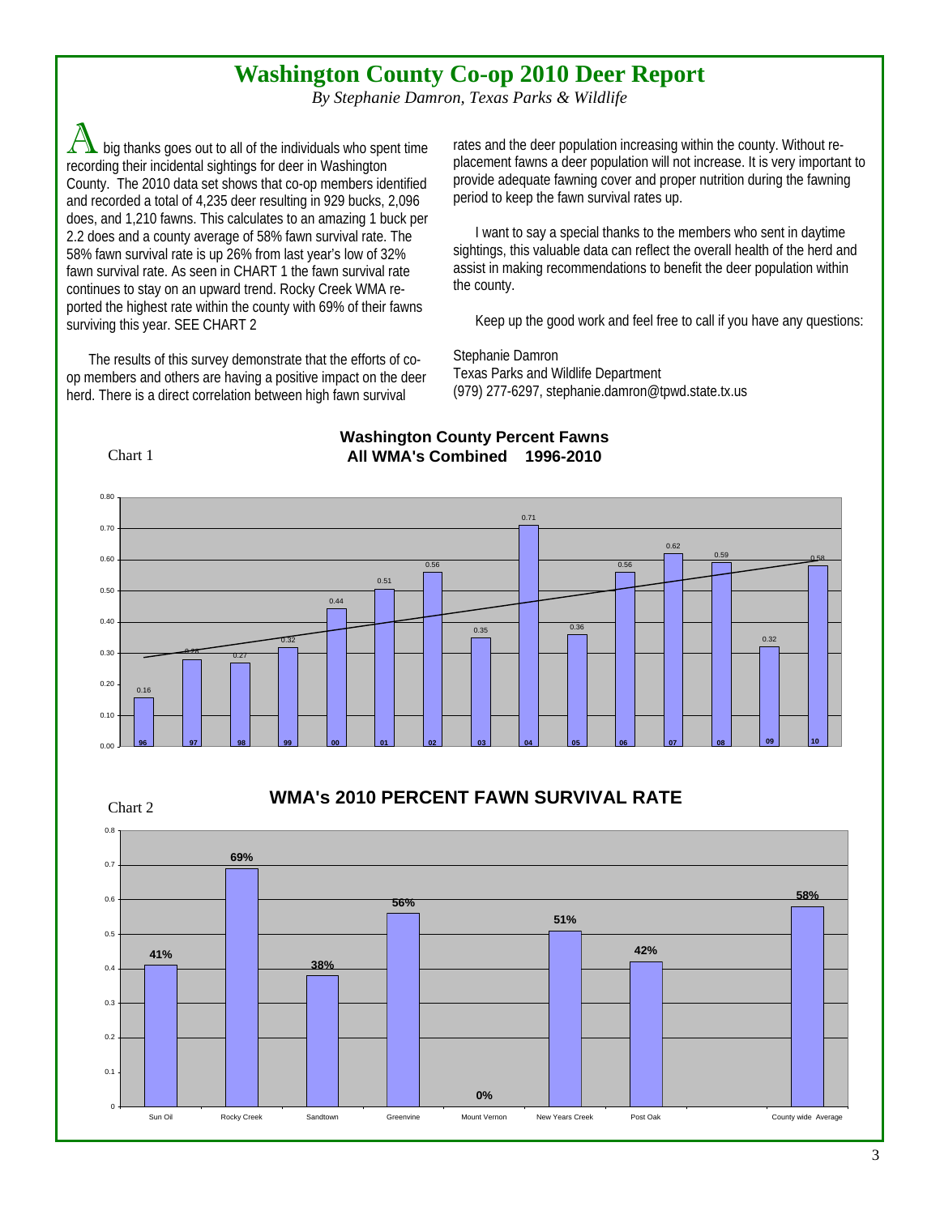# Washington County Co-op 2010 Deer Report

*By Stephanie Damron, Texas Parks & Wildlife*

A big thanks goes out to all of the individuals who spent time recording their incidental sightings for deer in Washington County. The 2010 data set shows that co-op members identified and recorded a total of 4,235 deer resulting in 929 bucks, 2,096 does, and 1,210 fawns. This calculates to an amazing 1 buck per 2.2 does and a county average of 58% fawn survival rate. The 58% fawn survival rate is up 26% from last year's low of 32% fawn survival rate. As seen in CHART 1 the fawn survival rate continues to stay on an upward trend. Rocky Creek WMA reported the highest rate within the county with 69% of their fawns surviving this year. SEE CHART 2

The results of this survey demonstrate that the efforts of co-op members and others are having a positive impact on the deer herd. There is a direct correlation between high fawn survival rates and the deer population increasing within the county. Without replacement fawns a deer population will not increase. It is very important to provide adequate fawning cover and proper nutrition during the fawning period to keep the fawn survival rates up.

I want to say a special thanks to the members who sent in daytime sightings, this valuable data can reflect the overall health of the herd and assist in making recommendations to benefit the deer population within the county.

Keep up the good work and feel free to call if you have any questions:

Stephanie Damron
Texas Parks and Wildlife Department
(979) 277-6297, stephanie.damron@tpwd.state.tx.us

Chart 1

**Washington County Percent Fawns**
**All WMA's Combined 1996-2010**

| Year | 96 | 97 | 98 | 99 | 00 | 01 | 02 | 03 | 04 | 05 | 06 | 07 | 08 | 09 | 10 |
|---|---|---|---|---|---|---|---|---|---|---|---|---|---|---|---|
| Percent Fawns | 0.16 | 0.28 | 0.27 | 0.32 | 0.44 | 0.51 | 0.56 | 0.35 | 0.71 | 0.36 | 0.56 | 0.62 | 0.59 | 0.32 | 0.58 |

Chart 2

**WMA's 2010 PERCENT FAWN SURVIVAL RATE**

| WMA | Sun Oil | Rocky Creek | Sandtown | Greenvine | Mount Vernon | New Years Creek | Post Oak | County wide Average |
|---|---|---|---|---|---|---|---|---|
| Fawn Survival Rate | 41% | 69% | 38% | 56% | 0% | 51% | 42% | 58% |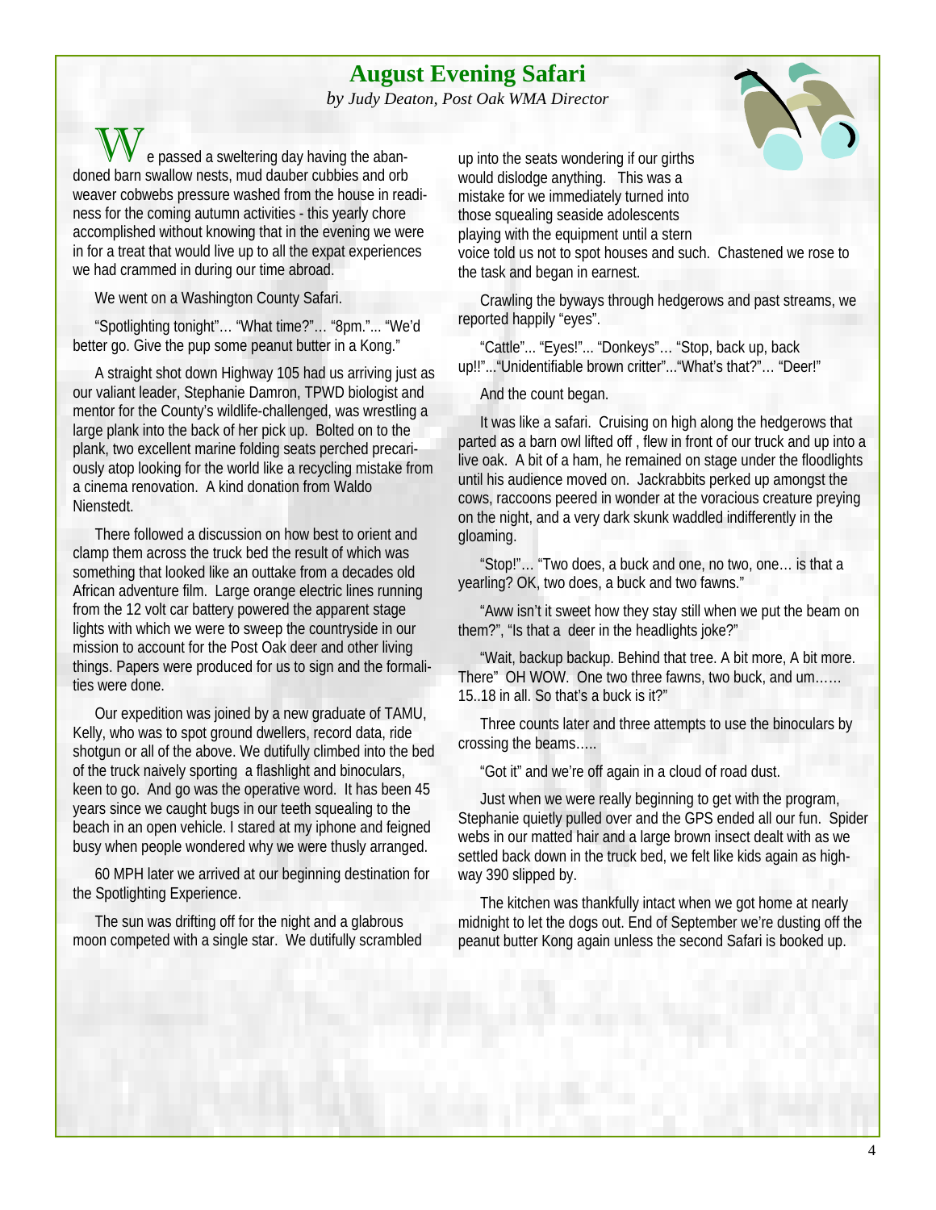## August Evening Safari

*by Judy Deaton, Post Oak WMA Director*

We passed a sweltering day having the abandoned barn swallow nests, mud dauber cubbies and orb weaver cobwebs pressure washed from the house in readiness for the coming autumn activities - this yearly chore accomplished without knowing that in the evening we were in for a treat that would live up to all the expat experiences we had crammed in during our time abroad.

We went on a Washington County Safari.

"Spotlighting tonight"… "What time?"… "8pm."... "We'd better go. Give the pup some peanut butter in a Kong."

A straight shot down Highway 105 had us arriving just as our valiant leader, Stephanie Damron, TPWD biologist and mentor for the County's wildlife-challenged, was wrestling a large plank into the back of her pick up. Bolted on to the plank, two excellent marine folding seats perched precariously atop looking for the world like a recycling mistake from a cinema renovation. A kind donation from Waldo Nienstedt.

There followed a discussion on how best to orient and clamp them across the truck bed the result of which was something that looked like an outtake from a decades old African adventure film. Large orange electric lines running from the 12 volt car battery powered the apparent stage lights with which we were to sweep the countryside in our mission to account for the Post Oak deer and other living things. Papers were produced for us to sign and the formalities were done.

Our expedition was joined by a new graduate of TAMU, Kelly, who was to spot ground dwellers, record data, ride shotgun or all of the above. We dutifully climbed into the bed of the truck naively sporting a flashlight and binoculars, keen to go. And go was the operative word. It has been 45 years since we caught bugs in our teeth squealing to the beach in an open vehicle. I stared at my iphone and feigned busy when people wondered why we were thusly arranged.

60 MPH later we arrived at our beginning destination for the Spotlighting Experience.

The sun was drifting off for the night and a glabrous moon competed with a single star. We dutifully scrambled up into the seats wondering if our girths would dislodge anything. This was a mistake for we immediately turned into those squealing seaside adolescents playing with the equipment until a stern voice told us not to spot houses and such. Chastened we rose to the task and began in earnest.

Crawling the byways through hedgerows and past streams, we reported happily "eyes".

"Cattle"... "Eyes!"... "Donkeys"… "Stop, back up, back up!!"..."Unidentifiable brown critter"..."What's that?"… "Deer!"

And the count began.

It was like a safari. Cruising on high along the hedgerows that parted as a barn owl lifted off , flew in front of our truck and up into a live oak. A bit of a ham, he remained on stage under the floodlights until his audience moved on. Jackrabbits perked up amongst the cows, raccoons peered in wonder at the voracious creature preying on the night, and a very dark skunk waddled indifferently in the gloaming.

"Stop!"… "Two does, a buck and one, no two, one… is that a yearling? OK, two does, a buck and two fawns."

"Aww isn't it sweet how they stay still when we put the beam on them?", "Is that a deer in the headlights joke?"

"Wait, backup backup. Behind that tree. A bit more, A bit more. There" OH WOW. One two three fawns, two buck, and um…… 15..18 in all. So that's a buck is it?"

Three counts later and three attempts to use the binoculars by crossing the beams…..

"Got it" and we're off again in a cloud of road dust.

Just when we were really beginning to get with the program, Stephanie quietly pulled over and the GPS ended all our fun. Spider webs in our matted hair and a large brown insect dealt with as we settled back down in the truck bed, we felt like kids again as highway 390 slipped by.

The kitchen was thankfully intact when we got home at nearly midnight to let the dogs out. End of September we're dusting off the peanut butter Kong again unless the second Safari is booked up.